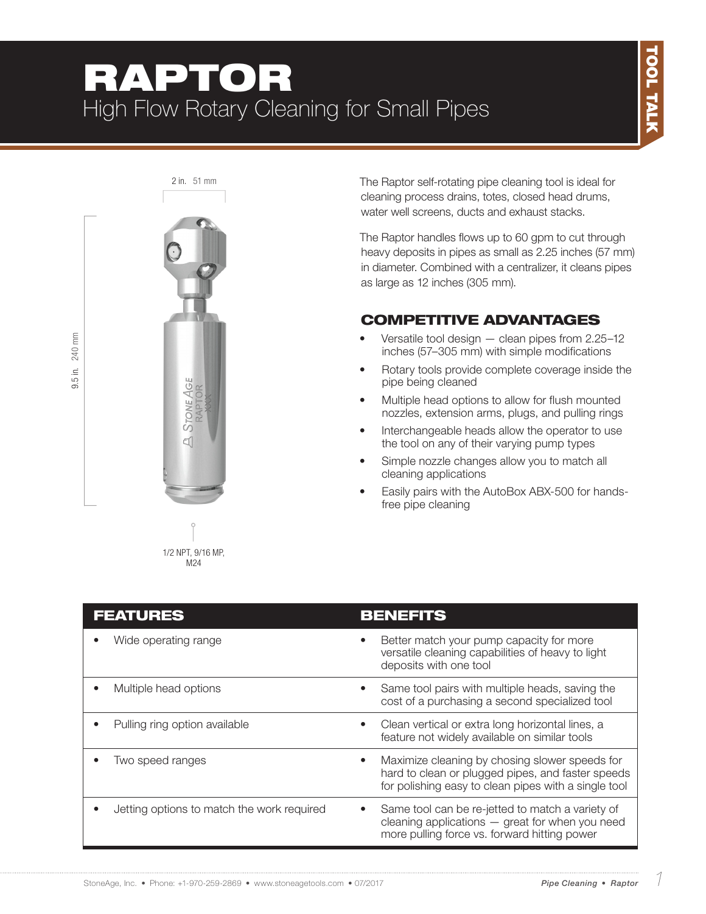# RAPTOR

## High Flow Rotary Cleaning for Small Pipes

2 in. 51 mm

9.5 in. 240 mm

1/2 NPT, 9/16 MP, M24

The Raptor self-rotating pipe cleaning tool is ideal for cleaning process drains, totes, closed head drums, water well screens, ducts and exhaust stacks.

The Raptor handles flows up to 60 gpm to cut through heavy deposits in pipes as small as 2.25 inches (57 mm) in diameter. Combined with a centralizer, it cleans pipes as large as 12 inches (305 mm).

### COMPETITIVE ADVANTAGES

- Versatile tool design — clean pipes from 2.25–12 inches (57–305 mm) with simple modifications
- Rotary tools provide complete coverage inside the pipe being cleaned
- Multiple head options to allow for flush mounted nozzles, extension arms, plugs, and pulling rings
- Interchangeable heads allow the operator to use the tool on any of their varying pump types
- Simple nozzle changes allow you to match all cleaning applications
- Easily pairs with the AutoBox ABX-500 for hands-free pipe cleaning

| FEATURES | BENEFITS |
|---|---|
| • Wide operating range | • Better match your pump capacity for more versatile cleaning capabilities of heavy to light deposits with one tool |
| • Multiple head options | • Same tool pairs with multiple heads, saving the cost of a purchasing a second specialized tool |
| • Pulling ring option available | • Clean vertical or extra long horizontal lines, a feature not widely available on similar tools |
| • Two speed ranges | • Maximize cleaning by chosing slower speeds for hard to clean or plugged pipes, and faster speeds for polishing easy to clean pipes with a single tool |
| • Jetting options to match the work required | • Same tool can be re-jetted to match a variety of cleaning applications — great for when you need more pulling force vs. forward hitting power |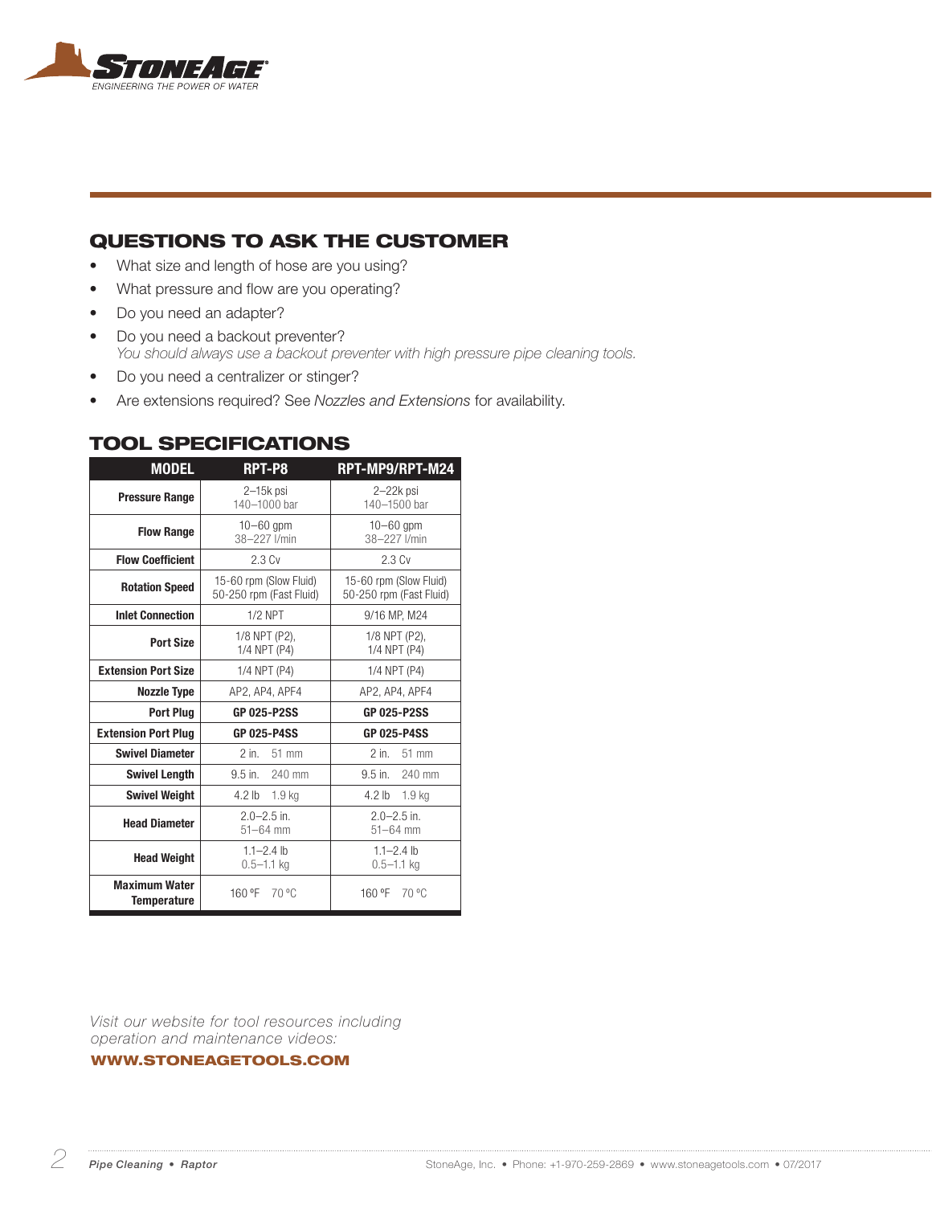## QUESTIONS TO ASK THE CUSTOMER

- What size and length of hose are you using?
- What pressure and flow are you operating?
- Do you need an adapter?
- Do you need a backout preventer?
  *You should always use a backout preventer with high pressure pipe cleaning tools.*
- Do you need a centralizer or stinger?
- Are extensions required? See *Nozzles and Extensions* for availability.

## TOOL SPECIFICATIONS

| MODEL | RPT-P8 | RPT-MP9/RPT-M24 |
|---|---|---|
| **Pressure Range** | 2–15k psi<br>140–1000 bar | 2–22k psi<br>140–1500 bar |
| **Flow Range** | 10–60 gpm<br>38–227 l/min | 10–60 gpm<br>38–227 l/min |
| **Flow Coefficient** | 2.3 Cv | 2.3 Cv |
| **Rotation Speed** | 15-60 rpm (Slow Fluid)<br>50-250 rpm (Fast Fluid) | 15-60 rpm (Slow Fluid)<br>50-250 rpm (Fast Fluid) |
| **Inlet Connection** | 1/2 NPT | 9/16 MP, M24 |
| **Port Size** | 1/8 NPT (P2),<br>1/4 NPT (P4) | 1/8 NPT (P2),<br>1/4 NPT (P4) |
| **Extension Port Size** | 1/4 NPT (P4) | 1/4 NPT (P4) |
| **Nozzle Type** | AP2, AP4, APF4 | AP2, AP4, APF4 |
| **Port Plug** | **GP 025-P2SS** | **GP 025-P2SS** |
| **Extension Port Plug** | **GP 025-P4SS** | **GP 025-P4SS** |
| **Swivel Diameter** | 2 in. 51 mm | 2 in. 51 mm |
| **Swivel Length** | 9.5 in. 240 mm | 9.5 in. 240 mm |
| **Swivel Weight** | 4.2 lb 1.9 kg | 4.2 lb 1.9 kg |
| **Head Diameter** | 2.0–2.5 in.<br>51–64 mm | 2.0–2.5 in.<br>51–64 mm |
| **Head Weight** | 1.1–2.4 lb<br>0.5–1.1 kg | 1.1–2.4 lb<br>0.5–1.1 kg |
| **Maximum Water Temperature** | 160 °F 70 °C | 160 °F 70 °C |

*Visit our website for tool resources including operation and maintenance videos:*

**WWW.STONEAGETOOLS.COM**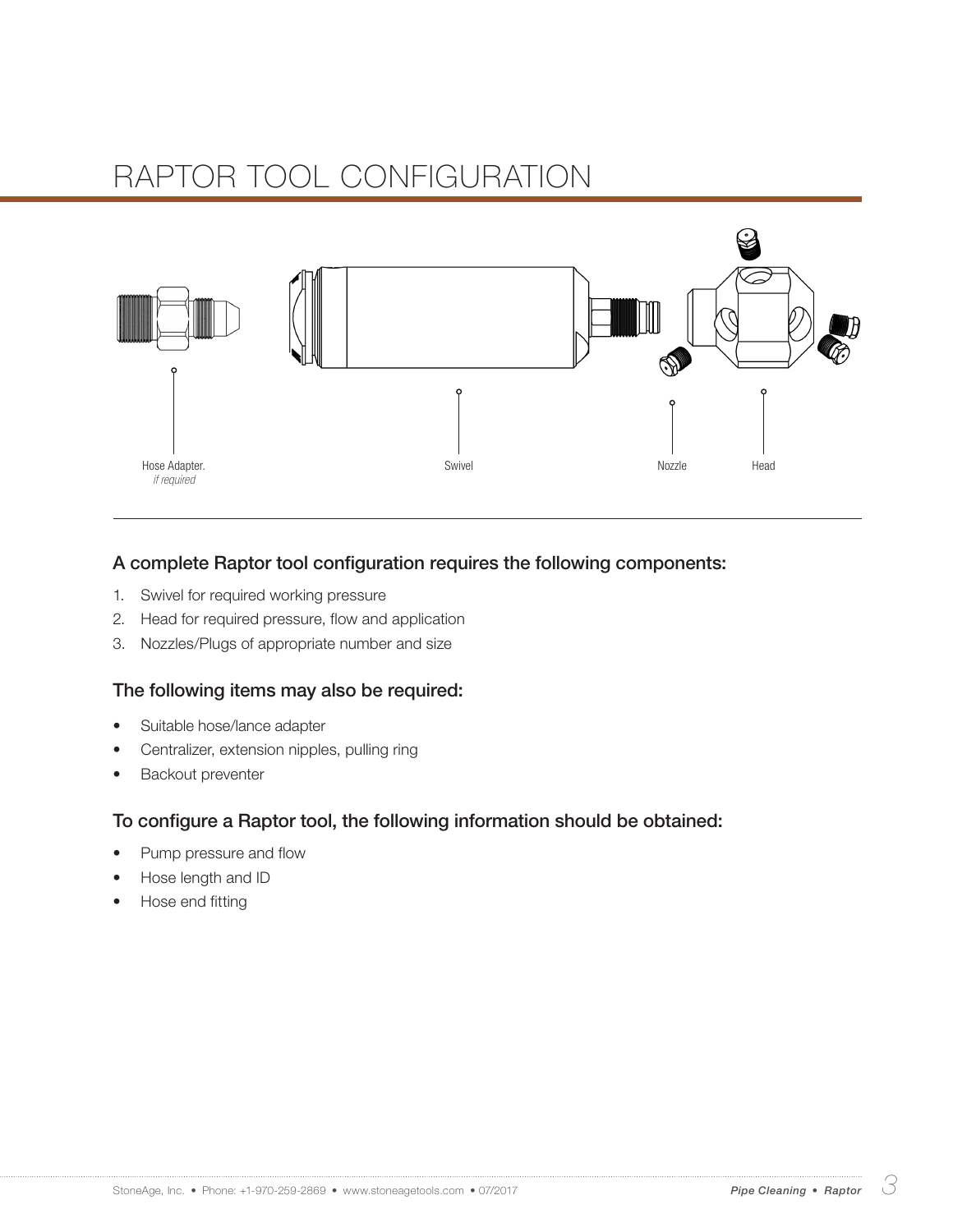# RAPTOR TOOL CONFIGURATION

Hose Adapter.
*if required*

Swivel

Nozzle

Head

### A complete Raptor tool configuration requires the following components:

1. Swivel for required working pressure
2. Head for required pressure, flow and application
3. Nozzles/Plugs of appropriate number and size

### The following items may also be required:

- Suitable hose/lance adapter
- Centralizer, extension nipples, pulling ring
- Backout preventer

### To configure a Raptor tool, the following information should be obtained:

- Pump pressure and flow
- Hose length and ID
- Hose end fitting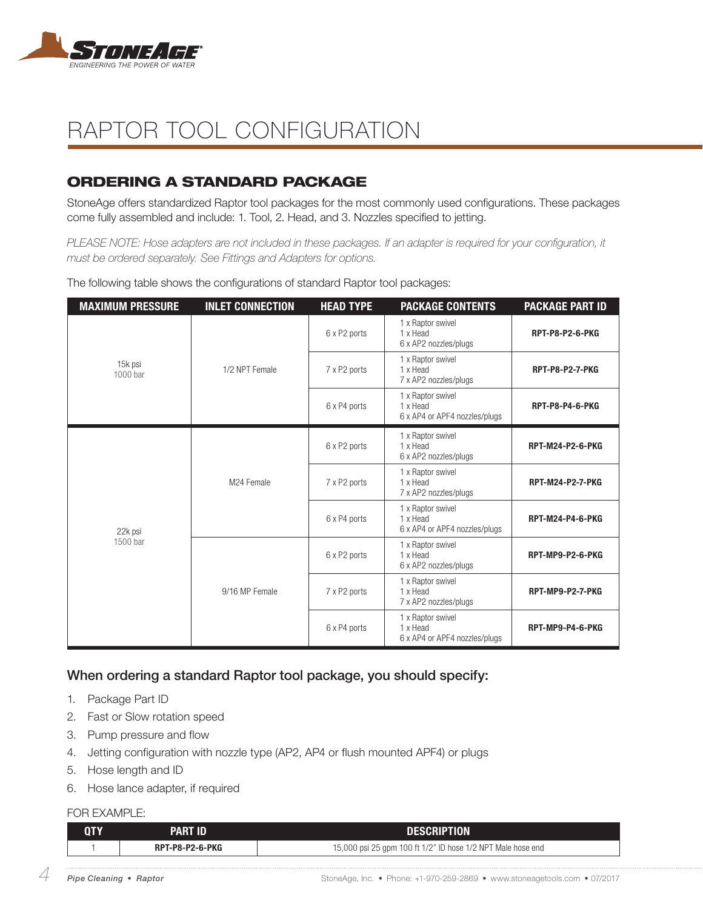# RAPTOR TOOL CONFIGURATION

## ORDERING A STANDARD PACKAGE

StoneAge offers standardized Raptor tool packages for the most commonly used configurations. These packages come fully assembled and include: 1. Tool, 2. Head, and 3. Nozzles specified to jetting.

*PLEASE NOTE: Hose adapters are not included in these packages. If an adapter is required for your configuration, it must be ordered separately. See Fittings and Adapters for options.*

The following table shows the configurations of standard Raptor tool packages:

| MAXIMUM PRESSURE | INLET CONNECTION | HEAD TYPE | PACKAGE CONTENTS | PACKAGE PART ID |
|---|---|---|---|---|
| 15k psi 1000 bar | 1/2 NPT Female | 6 x P2 ports | 1 x Raptor swivel<br>1 x Head<br>6 x AP2 nozzles/plugs | **RPT-P8-P2-6-PKG** |
| | | 7 x P2 ports | 1 x Raptor swivel<br>1 x Head<br>7 x AP2 nozzles/plugs | **RPT-P8-P2-7-PKG** |
| | | 6 x P4 ports | 1 x Raptor swivel<br>1 x Head<br>6 x AP4 or APF4 nozzles/plugs | **RPT-P8-P4-6-PKG** |
| 22k psi 1500 bar | M24 Female | 6 x P2 ports | 1 x Raptor swivel<br>1 x Head<br>6 x AP2 nozzles/plugs | **RPT-M24-P2-6-PKG** |
| | | 7 x P2 ports | 1 x Raptor swivel<br>1 x Head<br>7 x AP2 nozzles/plugs | **RPT-M24-P2-7-PKG** |
| | | 6 x P4 ports | 1 x Raptor swivel<br>1 x Head<br>6 x AP4 or APF4 nozzles/plugs | **RPT-M24-P4-6-PKG** |
| | 9/16 MP Female | 6 x P2 ports | 1 x Raptor swivel<br>1 x Head<br>6 x AP2 nozzles/plugs | **RPT-MP9-P2-6-PKG** |
| | | 7 x P2 ports | 1 x Raptor swivel<br>1 x Head<br>7 x AP2 nozzles/plugs | **RPT-MP9-P2-7-PKG** |
| | | 6 x P4 ports | 1 x Raptor swivel<br>1 x Head<br>6 x AP4 or APF4 nozzles/plugs | **RPT-MP9-P4-6-PKG** |

### When ordering a standard Raptor tool package, you should specify:

1. Package Part ID
2. Fast or Slow rotation speed
3. Pump pressure and flow
4. Jetting configuration with nozzle type (AP2, AP4 or flush mounted APF4) or plugs
5. Hose length and ID
6. Hose lance adapter, if required

FOR EXAMPLE:

| QTY | PART ID | DESCRIPTION |
|---|---|---|
| 1 | **RPT-P8-P2-6-PKG** | 15,000 psi 25 gpm 100 ft 1/2" ID hose 1/2 NPT Male hose end |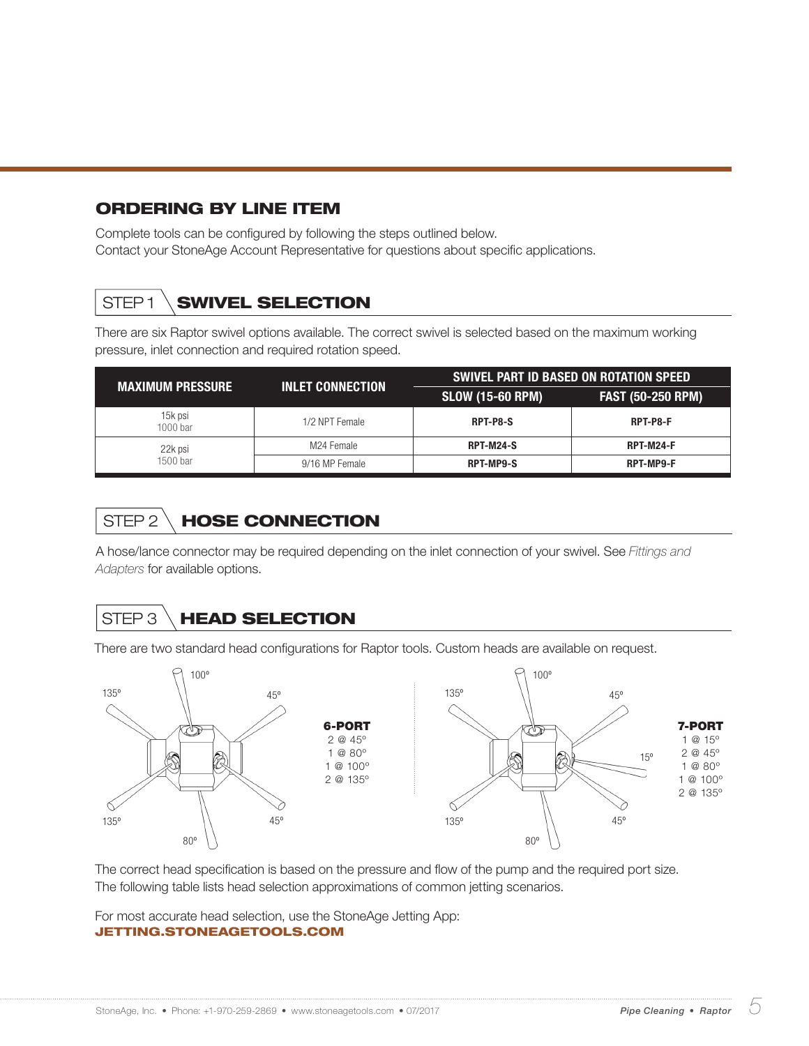## ORDERING BY LINE ITEM

Complete tools can be configured by following the steps outlined below.
Contact your StoneAge Account Representative for questions about specific applications.

### STEP 1 SWIVEL SELECTION

There are six Raptor swivel options available. The correct swivel is selected based on the maximum working pressure, inlet connection and required rotation speed.

| MAXIMUM PRESSURE | INLET CONNECTION | SWIVEL PART ID BASED ON ROTATION SPEED | |
|---|---|---|---|
| | | SLOW (15-60 RPM) | FAST (50-250 RPM) |
| 15k psi 1000 bar | 1/2 NPT Female | **RPT-P8-S** | **RPT-P8-F** |
| 22k psi 1500 bar | M24 Female | **RPT-M24-S** | **RPT-M24-F** |
| | 9/16 MP Female | **RPT-MP9-S** | **RPT-MP9-F** |

### STEP 2 HOSE CONNECTION

A hose/lance connector may be required depending on the inlet connection of your swivel. See *Fittings and Adapters* for available options.

### STEP 3 HEAD SELECTION

There are two standard head configurations for Raptor tools. Custom heads are available on request.

**6-PORT**
2 @ 45°
1 @ 80°
1 @ 100°
2 @ 135°

**7-PORT**
1 @ 15°
2 @ 45°
1 @ 80°
1 @ 100°
2 @ 135°

The correct head specification is based on the pressure and flow of the pump and the required port size.
The following table lists head selection approximations of common jetting scenarios.

For most accurate head selection, use the StoneAge Jetting App:
**JETTING.STONEAGETOOLS.COM**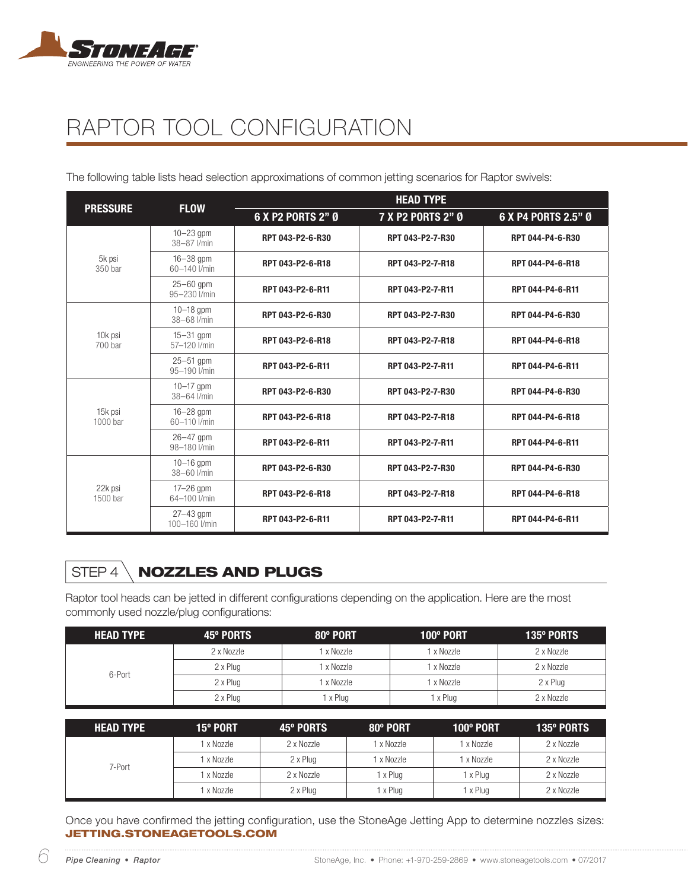# RAPTOR TOOL CONFIGURATION

The following table lists head selection approximations of common jetting scenarios for Raptor swivels:

| PRESSURE | FLOW | HEAD TYPE | | |
|---|---|---|---|---|
| | | 6 X P2 PORTS 2" Ø | 7 X P2 PORTS 2" Ø | 6 X P4 PORTS 2.5" Ø |
| 5k psi 350 bar | 10–23 gpm 38–87 l/min | RPT 043-P2-6-R30 | RPT 043-P2-7-R30 | RPT 044-P4-6-R30 |
| | 16–38 gpm 60–140 l/min | RPT 043-P2-6-R18 | RPT 043-P2-7-R18 | RPT 044-P4-6-R18 |
| | 25–60 gpm 95–230 l/min | RPT 043-P2-6-R11 | RPT 043-P2-7-R11 | RPT 044-P4-6-R11 |
| 10k psi 700 bar | 10–18 gpm 38–68 l/min | RPT 043-P2-6-R30 | RPT 043-P2-7-R30 | RPT 044-P4-6-R30 |
| | 15–31 gpm 57–120 l/min | RPT 043-P2-6-R18 | RPT 043-P2-7-R18 | RPT 044-P4-6-R18 |
| | 25–51 gpm 95–190 l/min | RPT 043-P2-6-R11 | RPT 043-P2-7-R11 | RPT 044-P4-6-R11 |
| 15k psi 1000 bar | 10–17 gpm 38–64 l/min | RPT 043-P2-6-R30 | RPT 043-P2-7-R30 | RPT 044-P4-6-R30 |
| | 16–28 gpm 60–110 l/min | RPT 043-P2-6-R18 | RPT 043-P2-7-R18 | RPT 044-P4-6-R18 |
| | 26–47 gpm 98–180 l/min | RPT 043-P2-6-R11 | RPT 043-P2-7-R11 | RPT 044-P4-6-R11 |
| 22k psi 1500 bar | 10–16 gpm 38–60 l/min | RPT 043-P2-6-R30 | RPT 043-P2-7-R30 | RPT 044-P4-6-R30 |
| | 17–26 gpm 64–100 l/min | RPT 043-P2-6-R18 | RPT 043-P2-7-R18 | RPT 044-P4-6-R18 |
| | 27–43 gpm 100–160 l/min | RPT 043-P2-6-R11 | RPT 043-P2-7-R11 | RPT 044-P4-6-R11 |

## STEP 4 NOZZLES AND PLUGS

Raptor tool heads can be jetted in different configurations depending on the application. Here are the most commonly used nozzle/plug configurations:

| HEAD TYPE | 45º PORTS | 80º PORT | 100º PORT | 135º PORTS |
|---|---|---|---|---|
| 6-Port | 2 x Nozzle | 1 x Nozzle | 1 x Nozzle | 2 x Nozzle |
| | 2 x Plug | 1 x Nozzle | 1 x Nozzle | 2 x Nozzle |
| | 2 x Plug | 1 x Nozzle | 1 x Nozzle | 2 x Plug |
| | 2 x Plug | 1 x Plug | 1 x Plug | 2 x Nozzle |

| HEAD TYPE | 15º PORT | 45º PORTS | 80º PORT | 100º PORT | 135º PORTS |
|---|---|---|---|---|---|
| 7-Port | 1 x Nozzle | 2 x Nozzle | 1 x Nozzle | 1 x Nozzle | 2 x Nozzle |
| | 1 x Nozzle | 2 x Plug | 1 x Nozzle | 1 x Nozzle | 2 x Nozzle |
| | 1 x Nozzle | 2 x Nozzle | 1 x Plug | 1 x Plug | 2 x Nozzle |
| | 1 x Nozzle | 2 x Plug | 1 x Plug | 1 x Plug | 2 x Nozzle |

Once you have confirmed the jetting configuration, use the StoneAge Jetting App to determine nozzles sizes: **JETTING.STONEAGETOOLS.COM**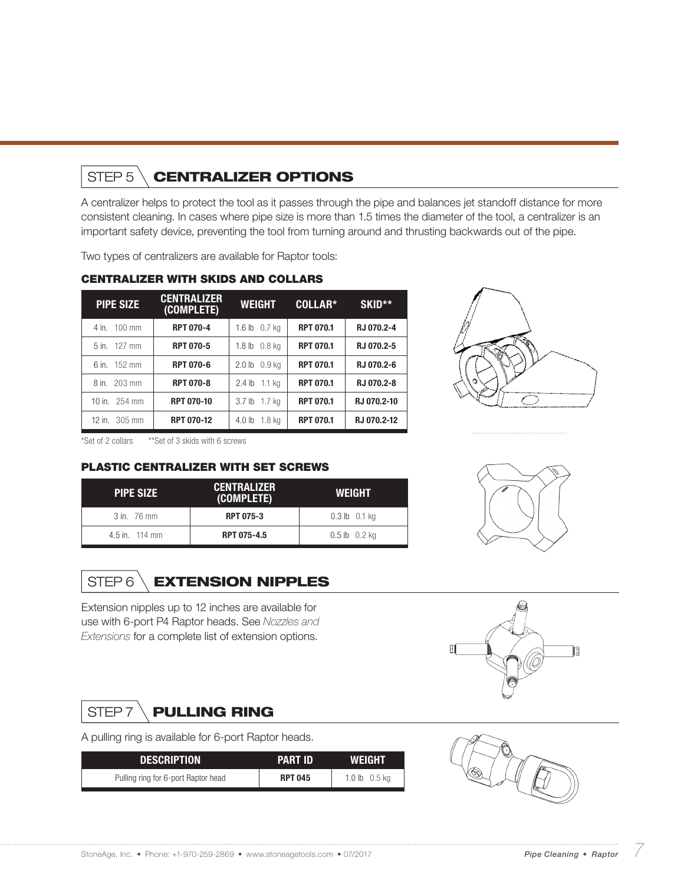## STEP 5 CENTRALIZER OPTIONS

A centralizer helps to protect the tool as it passes through the pipe and balances jet standoff distance for more consistent cleaning. In cases where pipe size is more than 1.5 times the diameter of the tool, a centralizer is an important safety device, preventing the tool from turning around and thrusting backwards out of the pipe.

Two types of centralizers are available for Raptor tools:

### CENTRALIZER WITH SKIDS AND COLLARS

| PIPE SIZE | CENTRALIZER (COMPLETE) | WEIGHT | COLLAR* | SKID** |
|---|---|---|---|---|
| 4 in. 100 mm | RPT 070-4 | 1.6 lb 0.7 kg | RPT 070.1 | RJ 070.2-4 |
| 5 in. 127 mm | RPT 070-5 | 1.8 lb 0.8 kg | RPT 070.1 | RJ 070.2-5 |
| 6 in. 152 mm | RPT 070-6 | 2.0 lb 0.9 kg | RPT 070.1 | RJ 070.2-6 |
| 8 in. 203 mm | RPT 070-8 | 2.4 lb 1.1 kg | RPT 070.1 | RJ 070.2-8 |
| 10 in. 254 mm | RPT 070-10 | 3.7 lb 1.7 kg | RPT 070.1 | RJ 070.2-10 |
| 12 in. 305 mm | RPT 070-12 | 4.0 lb 1.8 kg | RPT 070.1 | RJ 070.2-12 |

*Set of 2 collars **Set of 3 skids with 6 screws

### PLASTIC CENTRALIZER WITH SET SCREWS

| PIPE SIZE | CENTRALIZER (COMPLETE) | WEIGHT |
|---|---|---|
| 3 in. 76 mm | RPT 075-3 | 0.3 lb 0.1 kg |
| 4.5 in. 114 mm | RPT 075-4.5 | 0.5 lb 0.2 kg |

## STEP 6 EXTENSION NIPPLES

Extension nipples up to 12 inches are available for use with 6-port P4 Raptor heads. See *Nozzles and Extensions* for a complete list of extension options.

## STEP 7 PULLING RING

A pulling ring is available for 6-port Raptor heads.

| DESCRIPTION | PART ID | WEIGHT |
|---|---|---|
| Pulling ring for 6-port Raptor head | RPT 045 | 1.0 lb 0.5 kg |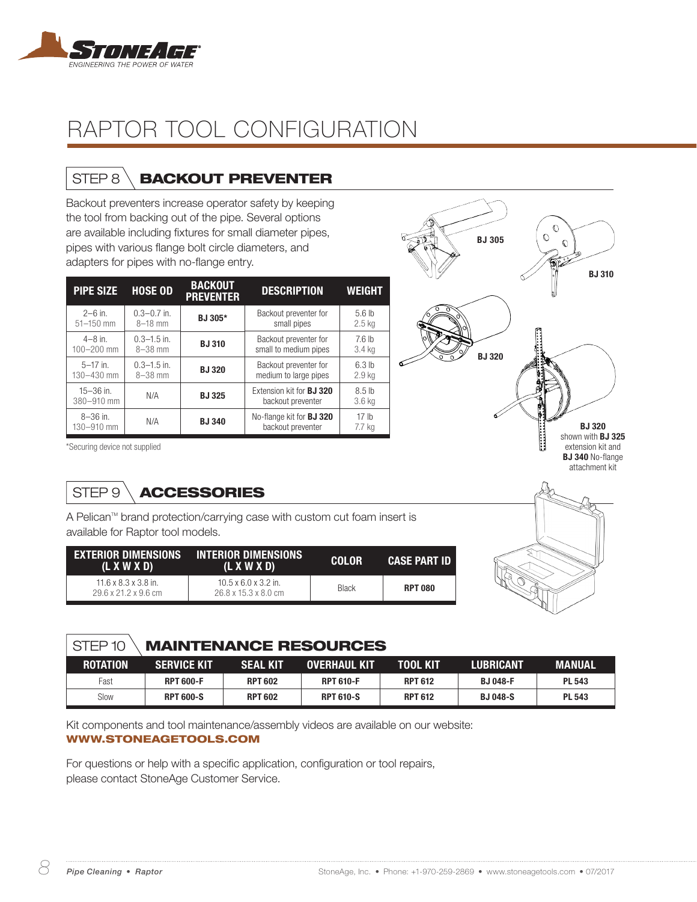# RAPTOR TOOL CONFIGURATION

## STEP 8 BACKOUT PREVENTER

Backout preventers increase operator safety by keeping the tool from backing out of the pipe. Several options are available including fixtures for small diameter pipes, pipes with various flange bolt circle diameters, and adapters for pipes with no-flange entry.

| PIPE SIZE | HOSE OD | BACKOUT PREVENTER | DESCRIPTION | WEIGHT |
|---|---|---|---|---|
| 2–6 in.<br>51–150 mm | 0.3–0.7 in.<br>8–18 mm | **BJ 305*** | Backout preventer for small pipes | 5.6 lb<br>2.5 kg |
| 4–8 in.<br>100–200 mm | 0.3–1.5 in.<br>8–38 mm | **BJ 310** | Backout preventer for small to medium pipes | 7.6 lb<br>3.4 kg |
| 5–17 in.<br>130–430 mm | 0.3–1.5 in.<br>8–38 mm | **BJ 320** | Backout preventer for medium to large pipes | 6.3 lb<br>2.9 kg |
| 15–36 in.<br>380–910 mm | N/A | **BJ 325** | Extension kit for **BJ 320** backout preventer | 8.5 lb<br>3.6 kg |
| 8–36 in.<br>130–910 mm | N/A | **BJ 340** | No-flange kit for **BJ 320** backout preventer | 17 lb<br>7.7 kg |

*Securing device not supplied

BJ 305

BJ 310

BJ 320

**BJ 320** shown with **BJ 325** extension kit and **BJ 340** No-flange attachment kit

## STEP 9 ACCESSORIES

A Pelican™ brand protection/carrying case with custom cut foam insert is available for Raptor tool models.

| EXTERIOR DIMENSIONS (L X W X D) | INTERIOR DIMENSIONS (L X W X D) | COLOR | CASE PART ID |
|---|---|---|---|
| 11.6 x 8.3 x 3.8 in.<br>29.6 x 21.2 x 9.6 cm | 10.5 x 6.0 x 3.2 in.<br>26.8 x 15.3 x 8.0 cm | Black | **RPT 080** |

## STEP 10 MAINTENANCE RESOURCES

| ROTATION | SERVICE KIT | SEAL KIT | OVERHAUL KIT | TOOL KIT | LUBRICANT | MANUAL |
|---|---|---|---|---|---|---|
| Fast | **RPT 600-F** | **RPT 602** | **RPT 610-F** | **RPT 612** | **BJ 048-F** | **PL 543** |
| Slow | **RPT 600-S** | **RPT 602** | **RPT 610-S** | **RPT 612** | **BJ 048-S** | **PL 543** |

Kit components and tool maintenance/assembly videos are available on our website:
**WWW.STONEAGETOOLS.COM**

For questions or help with a specific application, configuration or tool repairs, please contact StoneAge Customer Service.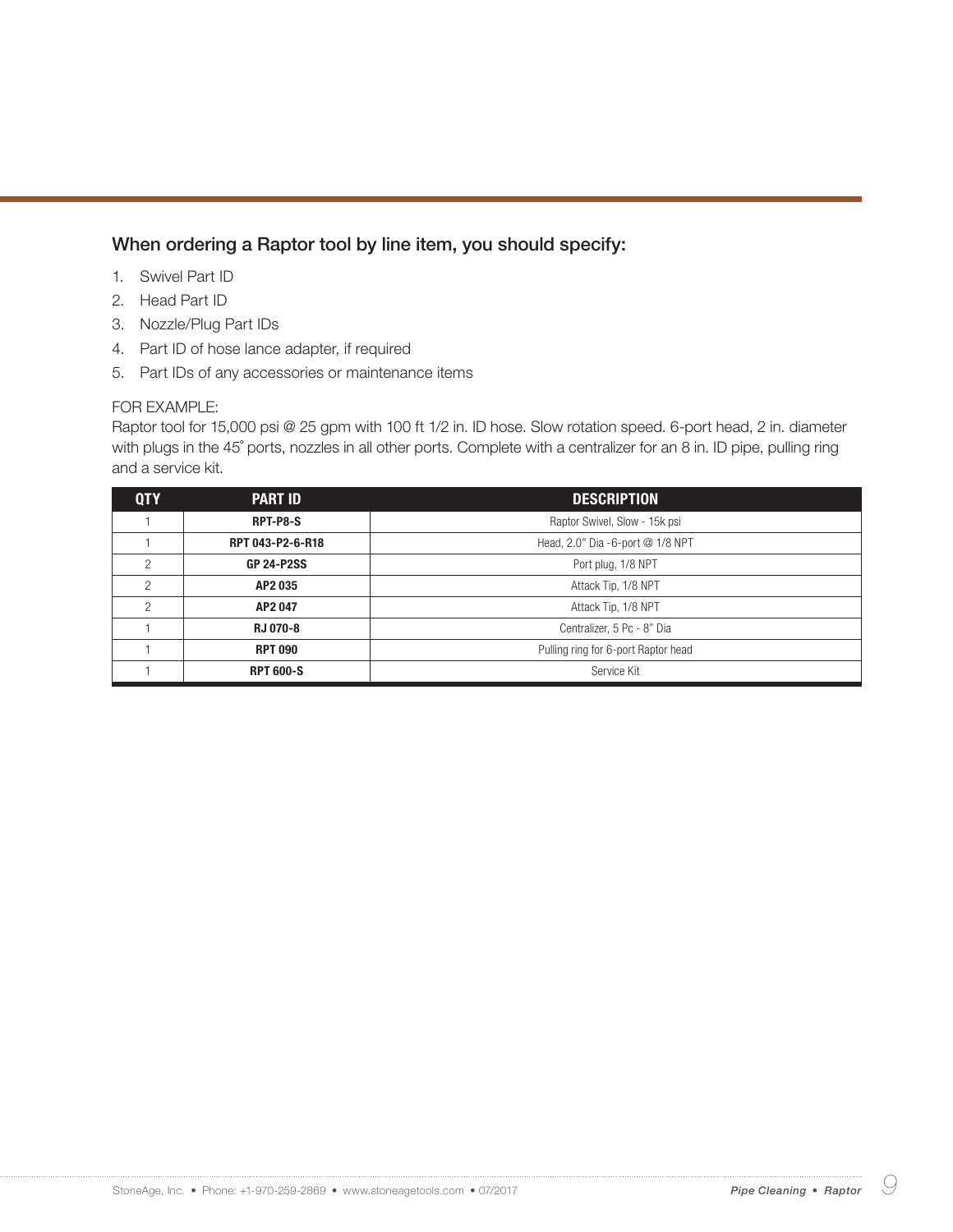## When ordering a Raptor tool by line item, you should specify:

1. Swivel Part ID
2. Head Part ID
3. Nozzle/Plug Part IDs
4. Part ID of hose lance adapter, if required
5. Part IDs of any accessories or maintenance items

FOR EXAMPLE:
Raptor tool for 15,000 psi @ 25 gpm with 100 ft 1/2 in. ID hose. Slow rotation speed. 6-port head, 2 in. diameter with plugs in the 45° ports, nozzles in all other ports. Complete with a centralizer for an 8 in. ID pipe, pulling ring and a service kit.

| QTY | PART ID | DESCRIPTION |
|---|---|---|
| 1 | **RPT-P8-S** | Raptor Swivel, Slow - 15k psi |
| 1 | **RPT 043-P2-6-R18** | Head, 2.0" Dia -6-port @ 1/8 NPT |
| 2 | **GP 24-P2SS** | Port plug, 1/8 NPT |
| 2 | **AP2 035** | Attack Tip, 1/8 NPT |
| 2 | **AP2 047** | Attack Tip, 1/8 NPT |
| 1 | **RJ 070-8** | Centralizer, 5 Pc - 8" Dia |
| 1 | **RPT 090** | Pulling ring for 6-port Raptor head |
| 1 | **RPT 600-S** | Service Kit |